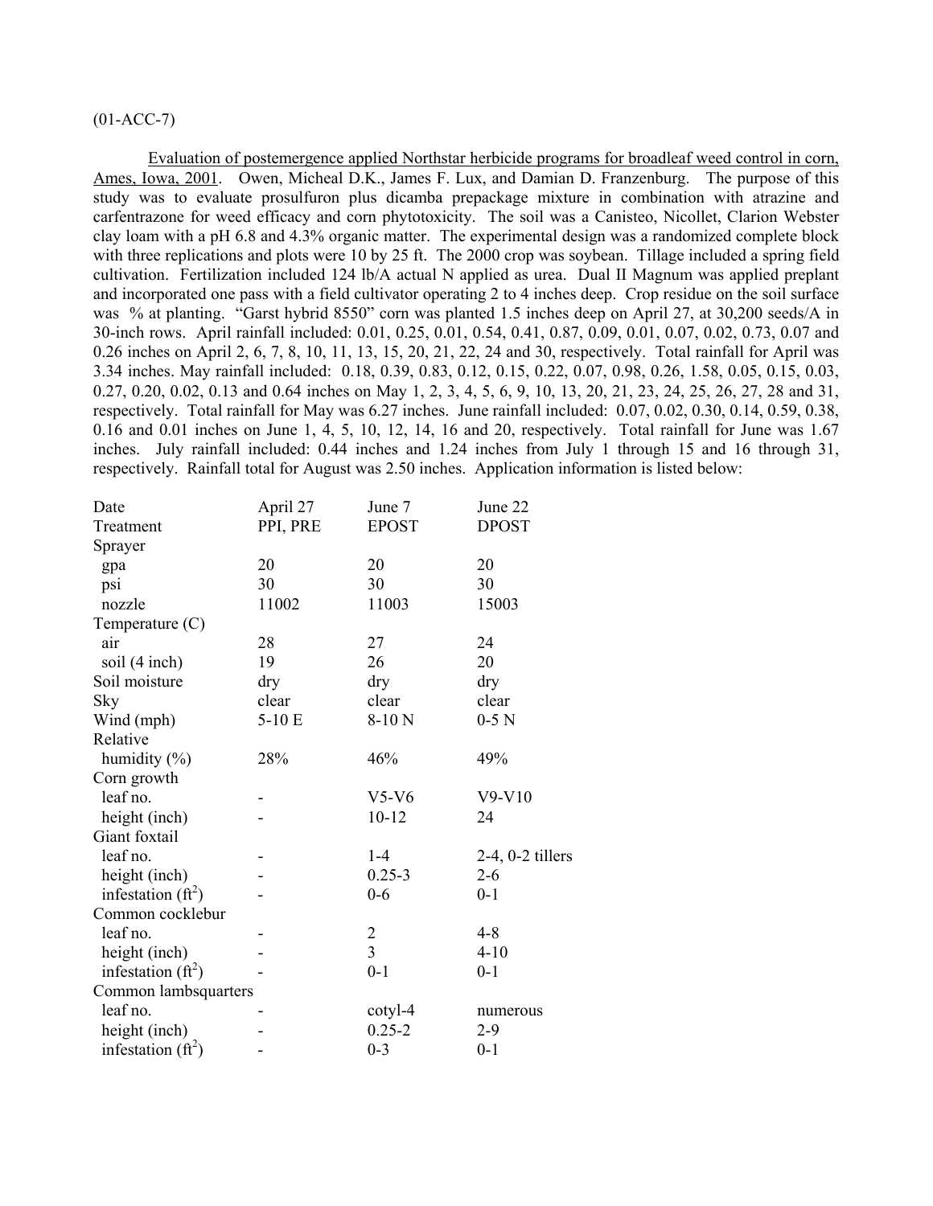(01-ACC-7)

Evaluation of postemergence applied Northstar herbicide programs for broadleaf weed control in corn, Ames, Iowa, 2001. Owen, Micheal D.K., James F. Lux, and Damian D. Franzenburg. The purpose of this study was to evaluate prosulfuron plus dicamba prepackage mixture in combination with atrazine and carfentrazone for weed efficacy and corn phytotoxicity. The soil was a Canisteo, Nicollet, Clarion Webster clay loam with a pH 6.8 and 4.3% organic matter. The experimental design was a randomized complete block with three replications and plots were 10 by 25 ft. The 2000 crop was soybean. Tillage included a spring field cultivation. Fertilization included 124 lb/A actual N applied as urea. Dual II Magnum was applied preplant and incorporated one pass with a field cultivator operating 2 to 4 inches deep. Crop residue on the soil surface was % at planting. "Garst hybrid 8550" corn was planted 1.5 inches deep on April 27, at 30,200 seeds/A in 30-inch rows. April rainfall included: 0.01, 0.25, 0.01, 0.54, 0.41, 0.87, 0.09, 0.01, 0.07, 0.02, 0.73, 0.07 and 0.26 inches on April 2, 6, 7, 8, 10, 11, 13, 15, 20, 21, 22, 24 and 30, respectively. Total rainfall for April was 3.34 inches. May rainfall included: 0.18, 0.39, 0.83, 0.12, 0.15, 0.22, 0.07, 0.98, 0.26, 1.58, 0.05, 0.15, 0.03, 0.27, 0.20, 0.02, 0.13 and 0.64 inches on May 1, 2, 3, 4, 5, 6, 9, 10, 13, 20, 21, 23, 24, 25, 26, 27, 28 and 31, respectively. Total rainfall for May was 6.27 inches. June rainfall included: 0.07, 0.02, 0.30, 0.14, 0.59, 0.38, 0.16 and 0.01 inches on June 1, 4, 5, 10, 12, 14, 16 and 20, respectively. Total rainfall for June was 1.67 inches. July rainfall included: 0.44 inches and 1.24 inches from July 1 through 15 and 16 through 31, respectively. Rainfall total for August was 2.50 inches. Application information is listed below:

| Date | April 27 | June 7 | June 22 |
|---|---|---|---|
| Treatment | PPI, PRE | EPOST | DPOST |
| Sprayer | | | |
| gpa | 20 | 20 | 20 |
| psi | 30 | 30 | 30 |
| nozzle | 11002 | 11003 | 15003 |
| Temperature (C) | | | |
| air | 28 | 27 | 24 |
| soil (4 inch) | 19 | 26 | 20 |
| Soil moisture | dry | dry | dry |
| Sky | clear | clear | clear |
| Wind (mph) | 5-10 E | 8-10 N | 0-5 N |
| Relative humidity (%) | 28% | 46% | 49% |
| Corn growth | | | |
| leaf no. | - | V5-V6 | V9-V10 |
| height (inch) | - | 10-12 | 24 |
| Giant foxtail | | | |
| leaf no. | - | 1-4 | 2-4, 0-2 tillers |
| height (inch) | - | 0.25-3 | 2-6 |
| infestation ($ft^2$) | - | 0-6 | 0-1 |
| Common cocklebur | | | |
| leaf no. | - | 2 | 4-8 |
| height (inch) | - | 3 | 4-10 |
| infestation ($ft^2$) | - | 0-1 | 0-1 |
| Common lambsquarters | | | |
| leaf no. | - | cotyl-4 | numerous |
| height (inch) | - | 0.25-2 | 2-9 |
| infestation ($ft^2$) | - | 0-3 | 0-1 |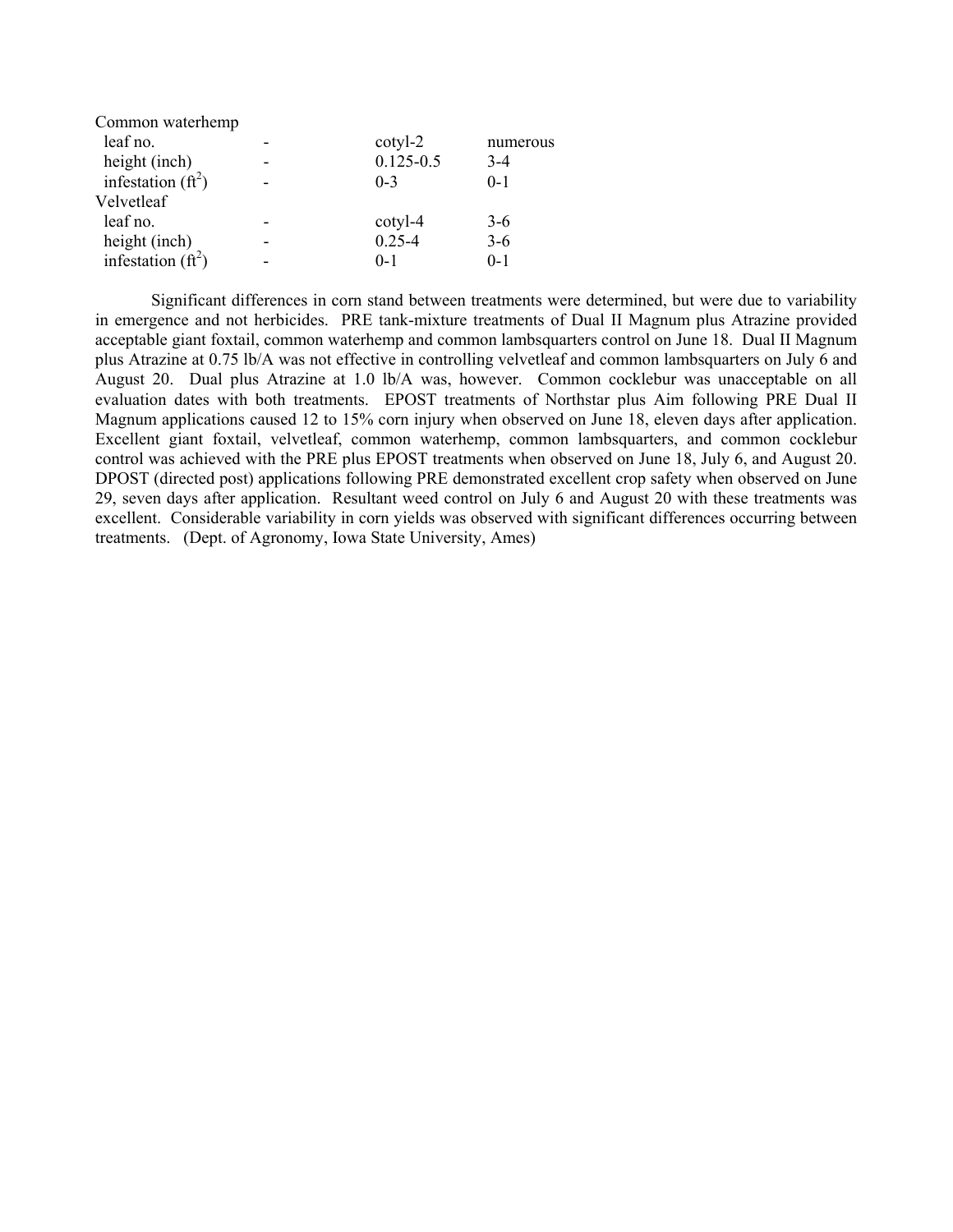| | | | |
|---|---|---|---|
| Common waterhemp | | | |
| leaf no. | - | cotyl-2 | numerous |
| height (inch) | - | 0.125-0.5 | 3-4 |
| infestation (ft$^2$) | - | 0-3 | 0-1 |
| Velvetleaf | | | |
| leaf no. | - | cotyl-4 | 3-6 |
| height (inch) | - | 0.25-4 | 3-6 |
| infestation (ft$^2$) | - | 0-1 | 0-1 |

Significant differences in corn stand between treatments were determined, but were due to variability in emergence and not herbicides. PRE tank-mixture treatments of Dual II Magnum plus Atrazine provided acceptable giant foxtail, common waterhemp and common lambsquarters control on June 18. Dual II Magnum plus Atrazine at 0.75 lb/A was not effective in controlling velvetleaf and common lambsquarters on July 6 and August 20. Dual plus Atrazine at 1.0 lb/A was, however. Common cocklebur was unacceptable on all evaluation dates with both treatments. EPOST treatments of Northstar plus Aim following PRE Dual II Magnum applications caused 12 to 15% corn injury when observed on June 18, eleven days after application. Excellent giant foxtail, velvetleaf, common waterhemp, common lambsquarters, and common cocklebur control was achieved with the PRE plus EPOST treatments when observed on June 18, July 6, and August 20. DPOST (directed post) applications following PRE demonstrated excellent crop safety when observed on June 29, seven days after application. Resultant weed control on July 6 and August 20 with these treatments was excellent. Considerable variability in corn yields was observed with significant differences occurring between treatments. (Dept. of Agronomy, Iowa State University, Ames)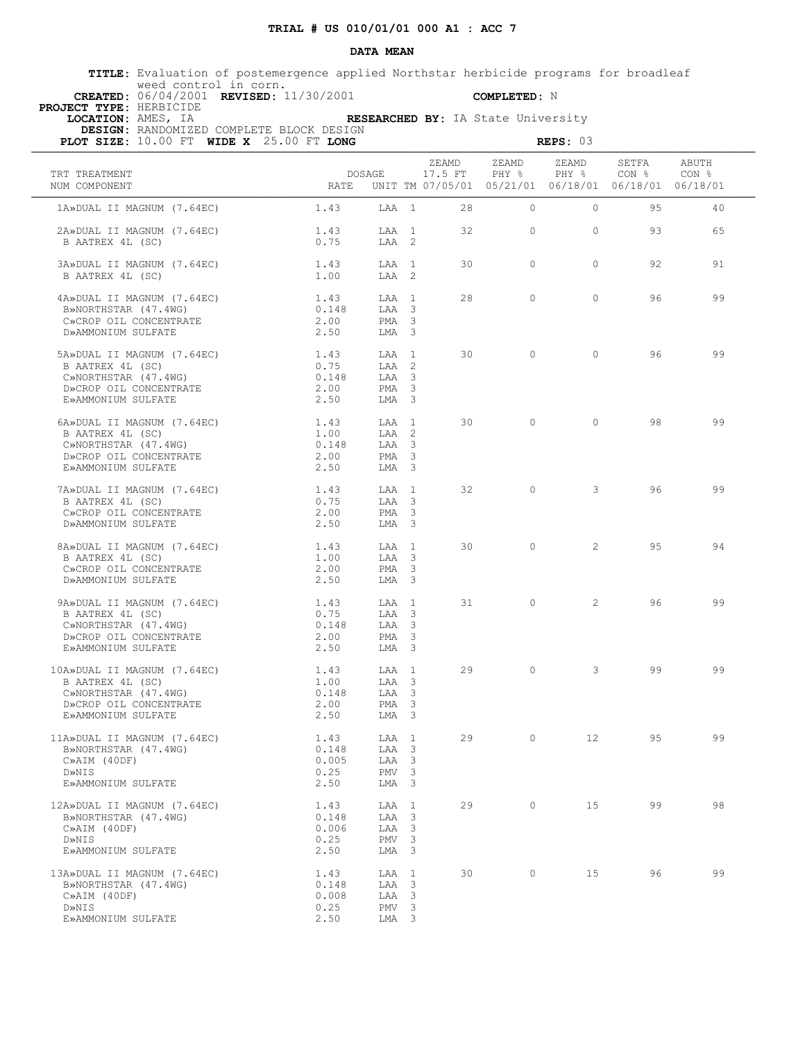**TRIAL # US 010/01/01 000 A1 : ACC 7**

**DATA MEAN**

**TITLE:** Evaluation of postemergence applied Northstar herbicide programs for broadleaf weed control in corn.
**CREATED:** 06/04/2001 **REVISED:** 11/30/2001 **COMPLETED:** N
**PROJECT TYPE:** HERBICIDE
**LOCATION:** AMES, IA **RESEARCHED BY:** IA State University
**DESIGN:** RANDOMIZED COMPLETE BLOCK DESIGN
**PLOT SIZE:** 10.00 FT **WIDE X** 25.00 FT **LONG** **REPS:** 03

| TRT NUM | TREATMENT COMPONENT | DOSAGE RATE | UNIT | TM | ZEAMD 17.5 FT 07/05/01 | ZEAMD PHY % 05/21/01 | ZEAMD PHY % 06/18/01 | SETFA CON % 06/18/01 | ABUTH CON % 06/18/01 |
|---|---|---|---|---|---|---|---|---|---|
| 1 | A»DUAL II MAGNUM (7.64EC) | 1.43 | LAA | 1 | 28 | 0 | 0 | 95 | 40 |
| 2 | A»DUAL II MAGNUM (7.64EC) | 1.43 | LAA | 1 | 32 | 0 | 0 | 93 | 65 |
| | B AATREX 4L (SC) | 0.75 | LAA | 2 | | | | | |
| 3 | A»DUAL II MAGNUM (7.64EC) | 1.43 | LAA | 1 | 30 | 0 | 0 | 92 | 91 |
| | B AATREX 4L (SC) | 1.00 | LAA | 2 | | | | | |
| 4 | A»DUAL II MAGNUM (7.64EC) | 1.43 | LAA | 1 | 28 | 0 | 0 | 96 | 99 |
| | B»NORTHSTAR (47.4WG) | 0.148 | LAA | 3 | | | | | |
| | C»CROP OIL CONCENTRATE | 2.00 | PMA | 3 | | | | | |
| | D»AMMONIUM SULFATE | 2.50 | LMA | 3 | | | | | |
| 5 | A»DUAL II MAGNUM (7.64EC) | 1.43 | LAA | 1 | 30 | 0 | 0 | 96 | 99 |
| | B AATREX 4L (SC) | 0.75 | LAA | 2 | | | | | |
| | C»NORTHSTAR (47.4WG) | 0.148 | LAA | 3 | | | | | |
| | D»CROP OIL CONCENTRATE | 2.00 | PMA | 3 | | | | | |
| | E»AMMONIUM SULFATE | 2.50 | LMA | 3 | | | | | |
| 6 | A»DUAL II MAGNUM (7.64EC) | 1.43 | LAA | 1 | 30 | 0 | 0 | 98 | 99 |
| | B AATREX 4L (SC) | 1.00 | LAA | 2 | | | | | |
| | C»NORTHSTAR (47.4WG) | 0.148 | LAA | 3 | | | | | |
| | D»CROP OIL CONCENTRATE | 2.00 | PMA | 3 | | | | | |
| | E»AMMONIUM SULFATE | 2.50 | LMA | 3 | | | | | |
| 7 | A»DUAL II MAGNUM (7.64EC) | 1.43 | LAA | 1 | 32 | 0 | 3 | 96 | 99 |
| | B AATREX 4L (SC) | 0.75 | LAA | 3 | | | | | |
| | C»CROP OIL CONCENTRATE | 2.00 | PMA | 3 | | | | | |
| | D»AMMONIUM SULFATE | 2.50 | LMA | 3 | | | | | |
| 8 | A»DUAL II MAGNUM (7.64EC) | 1.43 | LAA | 1 | 30 | 0 | 2 | 95 | 94 |
| | B AATREX 4L (SC) | 1.00 | LAA | 3 | | | | | |
| | C»CROP OIL CONCENTRATE | 2.00 | PMA | 3 | | | | | |
| | D»AMMONIUM SULFATE | 2.50 | LMA | 3 | | | | | |
| 9 | A»DUAL II MAGNUM (7.64EC) | 1.43 | LAA | 1 | 31 | 0 | 2 | 96 | 99 |
| | B AATREX 4L (SC) | 0.75 | LAA | 3 | | | | | |
| | C»NORTHSTAR (47.4WG) | 0.148 | LAA | 3 | | | | | |
| | D»CROP OIL CONCENTRATE | 2.00 | PMA | 3 | | | | | |
| | E»AMMONIUM SULFATE | 2.50 | LMA | 3 | | | | | |
| 10 | A»DUAL II MAGNUM (7.64EC) | 1.43 | LAA | 1 | 29 | 0 | 3 | 99 | 99 |
| | B AATREX 4L (SC) | 1.00 | LAA | 3 | | | | | |
| | C»NORTHSTAR (47.4WG) | 0.148 | LAA | 3 | | | | | |
| | D»CROP OIL CONCENTRATE | 2.00 | PMA | 3 | | | | | |
| | E»AMMONIUM SULFATE | 2.50 | LMA | 3 | | | | | |
| 11 | A»DUAL II MAGNUM (7.64EC) | 1.43 | LAA | 1 | 29 | 0 | 12 | 95 | 99 |
| | B»NORTHSTAR (47.4WG) | 0.148 | LAA | 3 | | | | | |
| | C»AIM (40DF) | 0.005 | LAA | 3 | | | | | |
| | D»NIS | 0.25 | PMV | 3 | | | | | |
| | E»AMMONIUM SULFATE | 2.50 | LMA | 3 | | | | | |
| 12 | A»DUAL II MAGNUM (7.64EC) | 1.43 | LAA | 1 | 29 | 0 | 15 | 99 | 98 |
| | B»NORTHSTAR (47.4WG) | 0.148 | LAA | 3 | | | | | |
| | C»AIM (40DF) | 0.006 | LAA | 3 | | | | | |
| | D»NIS | 0.25 | PMV | 3 | | | | | |
| | E»AMMONIUM SULFATE | 2.50 | LMA | 3 | | | | | |
| 13 | A»DUAL II MAGNUM (7.64EC) | 1.43 | LAA | 1 | 30 | 0 | 15 | 96 | 99 |
| | B»NORTHSTAR (47.4WG) | 0.148 | LAA | 3 | | | | | |
| | C»AIM (40DF) | 0.008 | LAA | 3 | | | | | |
| | D»NIS | 0.25 | PMV | 3 | | | | | |
| | E»AMMONIUM SULFATE | 2.50 | LMA | 3 | | | | | |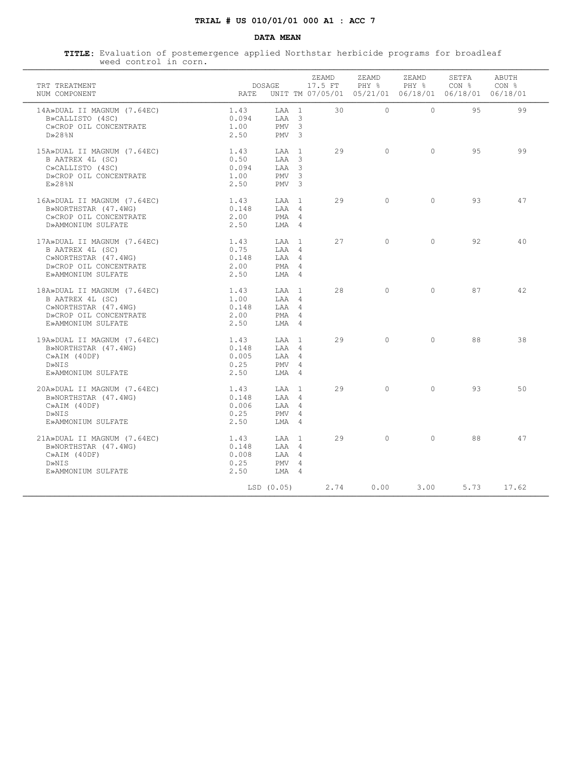**TRIAL # US 010/01/01 000 A1 : ACC 7**

**DATA MEAN**

**TITLE:** Evaluation of postemergence applied Northstar herbicide programs for broadleaf weed control in corn.

| TRT NUM | TREATMENT COMPONENT | DOSAGE RATE | UNIT | TM | ZEAMD 17.5 FT 07/05/01 | ZEAMD PHY % 05/21/01 | ZEAMD PHY % 06/18/01 | SETFA CON % 06/18/01 | ABUTH CON % 06/18/01 |
|---|---|---|---|---|---|---|---|---|---|
| 14 | A»DUAL II MAGNUM (7.64EC) | 1.43 | LAA | 1 | 30 | 0 | 0 | 95 | 99 |
| | B»CALLISTO (4SC) | 0.094 | LAA | 3 | | | | | |
| | C»CROP OIL CONCENTRATE | 1.00 | PMV | 3 | | | | | |
| | D»28%N | 2.50 | PMV | 3 | | | | | |
| 15 | A»DUAL II MAGNUM (7.64EC) | 1.43 | LAA | 1 | 29 | 0 | 0 | 95 | 99 |
| | B AATREX 4L (SC) | 0.50 | LAA | 3 | | | | | |
| | C»CALLISTO (4SC) | 0.094 | LAA | 3 | | | | | |
| | D»CROP OIL CONCENTRATE | 1.00 | PMV | 3 | | | | | |
| | E»28%N | 2.50 | PMV | 3 | | | | | |
| 16 | A»DUAL II MAGNUM (7.64EC) | 1.43 | LAA | 1 | 29 | 0 | 0 | 93 | 47 |
| | B»NORTHSTAR (47.4WG) | 0.148 | LAA | 4 | | | | | |
| | C»CROP OIL CONCENTRATE | 2.00 | PMA | 4 | | | | | |
| | D»AMMONIUM SULFATE | 2.50 | LMA | 4 | | | | | |
| 17 | A»DUAL II MAGNUM (7.64EC) | 1.43 | LAA | 1 | 27 | 0 | 0 | 92 | 40 |
| | B AATREX 4L (SC) | 0.75 | LAA | 4 | | | | | |
| | C»NORTHSTAR (47.4WG) | 0.148 | LAA | 4 | | | | | |
| | D»CROP OIL CONCENTRATE | 2.00 | PMA | 4 | | | | | |
| | E»AMMONIUM SULFATE | 2.50 | LMA | 4 | | | | | |
| 18 | A»DUAL II MAGNUM (7.64EC) | 1.43 | LAA | 1 | 28 | 0 | 0 | 87 | 42 |
| | B AATREX 4L (SC) | 1.00 | LAA | 4 | | | | | |
| | C»NORTHSTAR (47.4WG) | 0.148 | LAA | 4 | | | | | |
| | D»CROP OIL CONCENTRATE | 2.00 | PMA | 4 | | | | | |
| | E»AMMONIUM SULFATE | 2.50 | LMA | 4 | | | | | |
| 19 | A»DUAL II MAGNUM (7.64EC) | 1.43 | LAA | 1 | 29 | 0 | 0 | 88 | 38 |
| | B»NORTHSTAR (47.4WG) | 0.148 | LAA | 4 | | | | | |
| | C»AIM (40DF) | 0.005 | LAA | 4 | | | | | |
| | D»NIS | 0.25 | PMV | 4 | | | | | |
| | E»AMMONIUM SULFATE | 2.50 | LMA | 4 | | | | | |
| 20 | A»DUAL II MAGNUM (7.64EC) | 1.43 | LAA | 1 | 29 | 0 | 0 | 93 | 50 |
| | B»NORTHSTAR (47.4WG) | 0.148 | LAA | 4 | | | | | |
| | C»AIM (40DF) | 0.006 | LAA | 4 | | | | | |
| | D»NIS | 0.25 | PMV | 4 | | | | | |
| | E»AMMONIUM SULFATE | 2.50 | LMA | 4 | | | | | |
| 21 | A»DUAL II MAGNUM (7.64EC) | 1.43 | LAA | 1 | 29 | 0 | 0 | 88 | 47 |
| | B»NORTHSTAR (47.4WG) | 0.148 | LAA | 4 | | | | | |
| | C»AIM (40DF) | 0.008 | LAA | 4 | | | | | |
| | D»NIS | 0.25 | PMV | 4 | | | | | |
| | E»AMMONIUM SULFATE | 2.50 | LMA | 4 | | | | | |
| | | LSD (0.05) | | | 2.74 | 0.00 | 3.00 | 5.73 | 17.62 |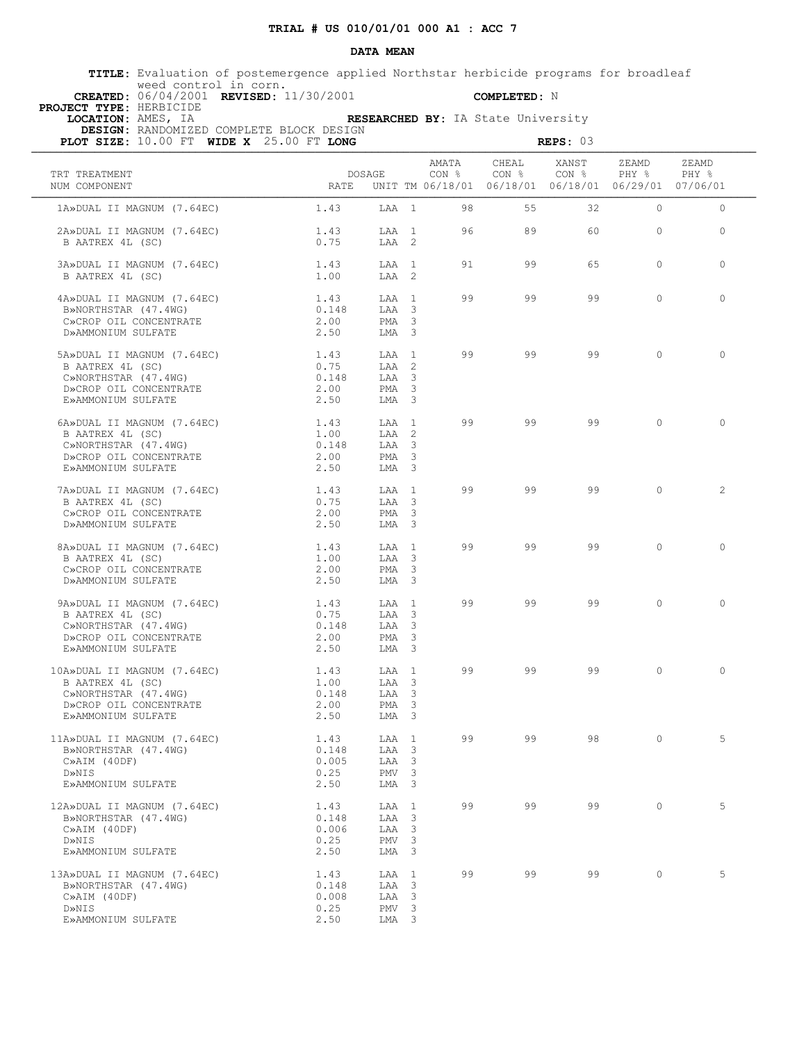**TRIAL # US 010/01/01 000 A1 : ACC 7**

**DATA MEAN**

**TITLE:** Evaluation of postemergence applied Northstar herbicide programs for broadleaf weed control in corn.

**CREATED:** 06/04/2001 **REVISED:** 11/30/2001 **COMPLETED:** N

**PROJECT TYPE:** HERBICIDE

**LOCATION:** AMES, IA **RESEARCHED BY:** IA State University

**DESIGN:** RANDOMIZED COMPLETE BLOCK DESIGN

**PLOT SIZE:** 10.00 FT **WIDE X** 25.00 FT **LONG** **REPS:** 03

| TRT NUM | TREATMENT COMPONENT | DOSAGE RATE | UNIT | TM | AMATA CON % 06/18/01 | CHEAL CON % 06/18/01 | XANST CON % 06/18/01 | ZEAMD PHY % 06/29/01 | ZEAMD PHY % 07/06/01 |
|---|---|---|---|---|---|---|---|---|---|
| 1 | A»DUAL II MAGNUM (7.64EC) | 1.43 | LAA | 1 | 98 | 55 | 32 | 0 | 0 |
| 2 | A»DUAL II MAGNUM (7.64EC) | 1.43 | LAA | 1 | 96 | 89 | 60 | 0 | 0 |
| | B AATREX 4L (SC) | 0.75 | LAA | 2 | | | | | |
| 3 | A»DUAL II MAGNUM (7.64EC) | 1.43 | LAA | 1 | 91 | 99 | 65 | 0 | 0 |
| | B AATREX 4L (SC) | 1.00 | LAA | 2 | | | | | |
| 4 | A»DUAL II MAGNUM (7.64EC) | 1.43 | LAA | 1 | 99 | 99 | 99 | 0 | 0 |
| | B»NORTHSTAR (47.4WG) | 0.148 | LAA | 3 | | | | | |
| | C»CROP OIL CONCENTRATE | 2.00 | PMA | 3 | | | | | |
| | D»AMMONIUM SULFATE | 2.50 | LMA | 3 | | | | | |
| 5 | A»DUAL II MAGNUM (7.64EC) | 1.43 | LAA | 1 | 99 | 99 | 99 | 0 | 0 |
| | B AATREX 4L (SC) | 0.75 | LAA | 2 | | | | | |
| | C»NORTHSTAR (47.4WG) | 0.148 | LAA | 3 | | | | | |
| | D»CROP OIL CONCENTRATE | 2.00 | PMA | 3 | | | | | |
| | E»AMMONIUM SULFATE | 2.50 | LMA | 3 | | | | | |
| 6 | A»DUAL II MAGNUM (7.64EC) | 1.43 | LAA | 1 | 99 | 99 | 99 | 0 | 0 |
| | B AATREX 4L (SC) | 1.00 | LAA | 2 | | | | | |
| | C»NORTHSTAR (47.4WG) | 0.148 | LAA | 3 | | | | | |
| | D»CROP OIL CONCENTRATE | 2.00 | PMA | 3 | | | | | |
| | E»AMMONIUM SULFATE | 2.50 | LMA | 3 | | | | | |
| 7 | A»DUAL II MAGNUM (7.64EC) | 1.43 | LAA | 1 | 99 | 99 | 99 | 0 | 2 |
| | B AATREX 4L (SC) | 0.75 | LAA | 3 | | | | | |
| | C»CROP OIL CONCENTRATE | 2.00 | PMA | 3 | | | | | |
| | D»AMMONIUM SULFATE | 2.50 | LMA | 3 | | | | | |
| 8 | A»DUAL II MAGNUM (7.64EC) | 1.43 | LAA | 1 | 99 | 99 | 99 | 0 | 0 |
| | B AATREX 4L (SC) | 1.00 | LAA | 3 | | | | | |
| | C»CROP OIL CONCENTRATE | 2.00 | PMA | 3 | | | | | |
| | D»AMMONIUM SULFATE | 2.50 | LMA | 3 | | | | | |
| 9 | A»DUAL II MAGNUM (7.64EC) | 1.43 | LAA | 1 | 99 | 99 | 99 | 0 | 0 |
| | B AATREX 4L (SC) | 0.75 | LAA | 3 | | | | | |
| | C»NORTHSTAR (47.4WG) | 0.148 | LAA | 3 | | | | | |
| | D»CROP OIL CONCENTRATE | 2.00 | PMA | 3 | | | | | |
| | E»AMMONIUM SULFATE | 2.50 | LMA | 3 | | | | | |
| 10 | A»DUAL II MAGNUM (7.64EC) | 1.43 | LAA | 1 | 99 | 99 | 99 | 0 | 0 |
| | B AATREX 4L (SC) | 1.00 | LAA | 3 | | | | | |
| | C»NORTHSTAR (47.4WG) | 0.148 | LAA | 3 | | | | | |
| | D»CROP OIL CONCENTRATE | 2.00 | PMA | 3 | | | | | |
| | E»AMMONIUM SULFATE | 2.50 | LMA | 3 | | | | | |
| 11 | A»DUAL II MAGNUM (7.64EC) | 1.43 | LAA | 1 | 99 | 99 | 98 | 0 | 5 |
| | B»NORTHSTAR (47.4WG) | 0.148 | LAA | 3 | | | | | |
| | C»AIM (40DF) | 0.005 | LAA | 3 | | | | | |
| | D»NIS | 0.25 | PMV | 3 | | | | | |
| | E»AMMONIUM SULFATE | 2.50 | LMA | 3 | | | | | |
| 12 | A»DUAL II MAGNUM (7.64EC) | 1.43 | LAA | 1 | 99 | 99 | 99 | 0 | 5 |
| | B»NORTHSTAR (47.4WG) | 0.148 | LAA | 3 | | | | | |
| | C»AIM (40DF) | 0.006 | LAA | 3 | | | | | |
| | D»NIS | 0.25 | PMV | 3 | | | | | |
| | E»AMMONIUM SULFATE | 2.50 | LMA | 3 | | | | | |
| 13 | A»DUAL II MAGNUM (7.64EC) | 1.43 | LAA | 1 | 99 | 99 | 99 | 0 | 5 |
| | B»NORTHSTAR (47.4WG) | 0.148 | LAA | 3 | | | | | |
| | C»AIM (40DF) | 0.008 | LAA | 3 | | | | | |
| | D»NIS | 0.25 | PMV | 3 | | | | | |
| | E»AMMONIUM SULFATE | 2.50 | LMA | 3 | | | | | |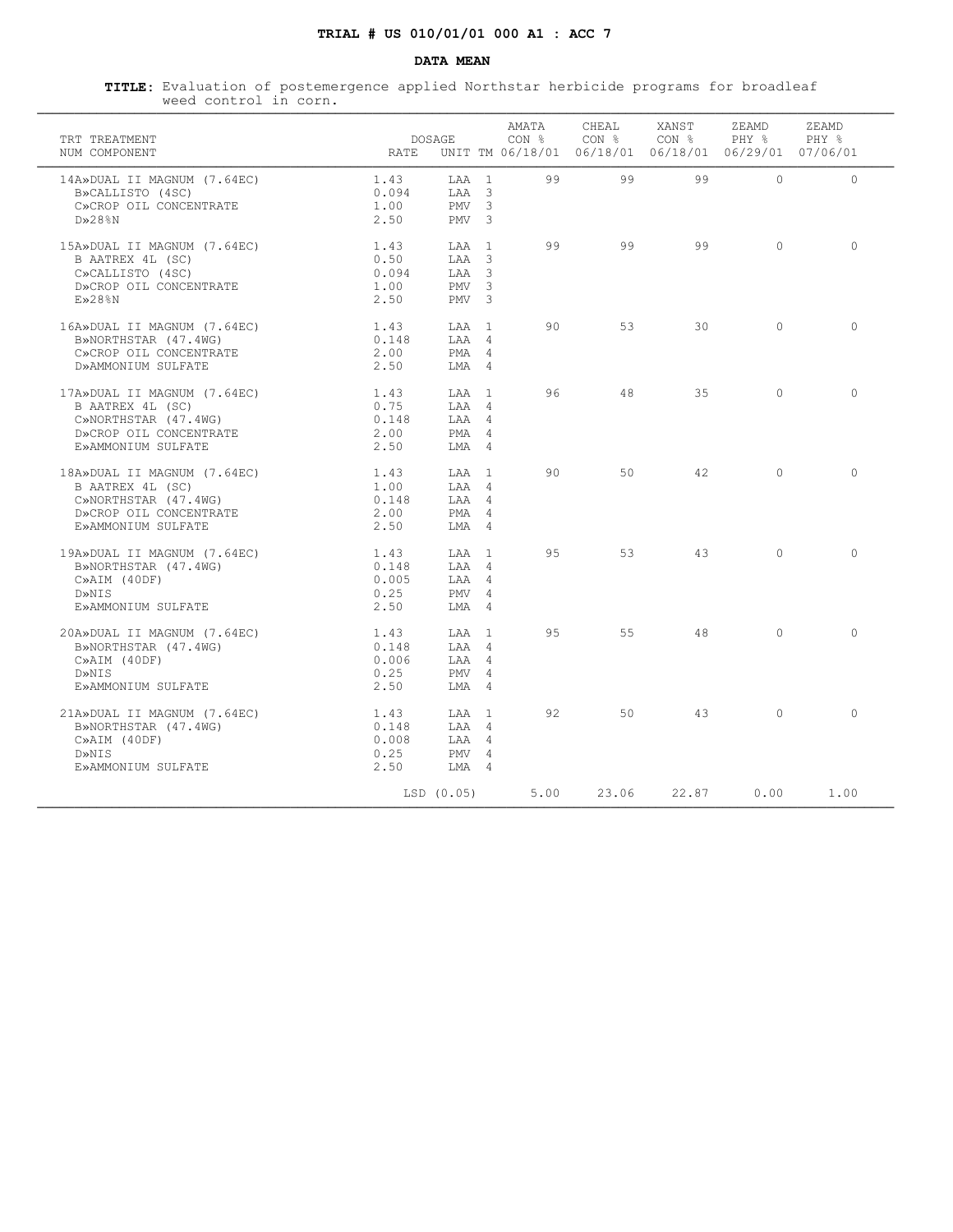**TRIAL # US 010/01/01 000 A1 : ACC 7**

**DATA MEAN**

**TITLE:** Evaluation of postemergence applied Northstar herbicide programs for broadleaf weed control in corn.

| TRT NUM | TREATMENT COMPONENT | DOSAGE RATE | UNIT | TM | AMATA CON % 06/18/01 | CHEAL CON % 06/18/01 | XANST CON % 06/18/01 | ZEAMD PHY % 06/29/01 | ZEAMD PHY % 07/06/01 |
|---|---|---|---|---|---|---|---|---|---|
| 14 | A»DUAL II MAGNUM (7.64EC) | 1.43 | LAA | 1 | 99 | 99 | 99 | 0 | 0 |
| | B»CALLISTO (4SC) | 0.094 | LAA | 3 | | | | | |
| | C»CROP OIL CONCENTRATE | 1.00 | PMV | 3 | | | | | |
| | D»28%N | 2.50 | PMV | 3 | | | | | |
| 15 | A»DUAL II MAGNUM (7.64EC) | 1.43 | LAA | 1 | 99 | 99 | 99 | 0 | 0 |
| | B AATREX 4L (SC) | 0.50 | LAA | 3 | | | | | |
| | C»CALLISTO (4SC) | 0.094 | LAA | 3 | | | | | |
| | D»CROP OIL CONCENTRATE | 1.00 | PMV | 3 | | | | | |
| | E»28%N | 2.50 | PMV | 3 | | | | | |
| 16 | A»DUAL II MAGNUM (7.64EC) | 1.43 | LAA | 1 | 90 | 53 | 30 | 0 | 0 |
| | B»NORTHSTAR (47.4WG) | 0.148 | LAA | 4 | | | | | |
| | C»CROP OIL CONCENTRATE | 2.00 | PMA | 4 | | | | | |
| | D»AMMONIUM SULFATE | 2.50 | LMA | 4 | | | | | |
| 17 | A»DUAL II MAGNUM (7.64EC) | 1.43 | LAA | 1 | 96 | 48 | 35 | 0 | 0 |
| | B AATREX 4L (SC) | 0.75 | LAA | 4 | | | | | |
| | C»NORTHSTAR (47.4WG) | 0.148 | LAA | 4 | | | | | |
| | D»CROP OIL CONCENTRATE | 2.00 | PMA | 4 | | | | | |
| | E»AMMONIUM SULFATE | 2.50 | LMA | 4 | | | | | |
| 18 | A»DUAL II MAGNUM (7.64EC) | 1.43 | LAA | 1 | 90 | 50 | 42 | 0 | 0 |
| | B AATREX 4L (SC) | 1.00 | LAA | 4 | | | | | |
| | C»NORTHSTAR (47.4WG) | 0.148 | LAA | 4 | | | | | |
| | D»CROP OIL CONCENTRATE | 2.00 | PMA | 4 | | | | | |
| | E»AMMONIUM SULFATE | 2.50 | LMA | 4 | | | | | |
| 19 | A»DUAL II MAGNUM (7.64EC) | 1.43 | LAA | 1 | 95 | 53 | 43 | 0 | 0 |
| | B»NORTHSTAR (47.4WG) | 0.148 | LAA | 4 | | | | | |
| | C»AIM (40DF) | 0.005 | LAA | 4 | | | | | |
| | D»NIS | 0.25 | PMV | 4 | | | | | |
| | E»AMMONIUM SULFATE | 2.50 | LMA | 4 | | | | | |
| 20 | A»DUAL II MAGNUM (7.64EC) | 1.43 | LAA | 1 | 95 | 55 | 48 | 0 | 0 |
| | B»NORTHSTAR (47.4WG) | 0.148 | LAA | 4 | | | | | |
| | C»AIM (40DF) | 0.006 | LAA | 4 | | | | | |
| | D»NIS | 0.25 | PMV | 4 | | | | | |
| | E»AMMONIUM SULFATE | 2.50 | LMA | 4 | | | | | |
| 21 | A»DUAL II MAGNUM (7.64EC) | 1.43 | LAA | 1 | 92 | 50 | 43 | 0 | 0 |
| | B»NORTHSTAR (47.4WG) | 0.148 | LAA | 4 | | | | | |
| | C»AIM (40DF) | 0.008 | LAA | 4 | | | | | |
| | D»NIS | 0.25 | PMV | 4 | | | | | |
| | E»AMMONIUM SULFATE | 2.50 | LMA | 4 | | | | | |
| | | LSD (0.05) | | | 5.00 | 23.06 | 22.87 | 0.00 | 1.00 |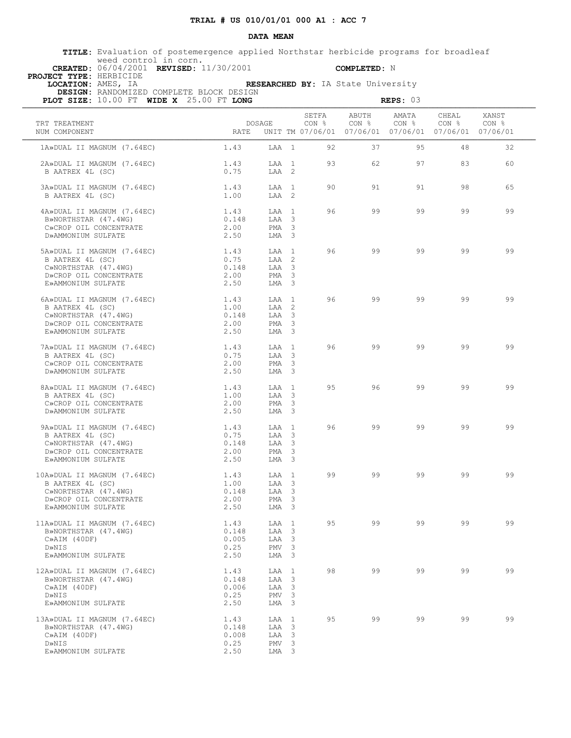**TRIAL # US 010/01/01 000 A1 : ACC 7**

**DATA MEAN**

**TITLE:** Evaluation of postemergence applied Northstar herbicide programs for broadleaf weed control in corn.
**CREATED:** 06/04/2001 **REVISED:** 11/30/2001 **COMPLETED:** N
**PROJECT TYPE:** HERBICIDE
**LOCATION:** AMES, IA **RESEARCHED BY:** IA State University
**DESIGN:** RANDOMIZED COMPLETE BLOCK DESIGN
**PLOT SIZE:** 10.00 FT **WIDE X** 25.00 FT **LONG** **REPS:** 03

| TRT NUM | TREATMENT COMPONENT | DOSAGE RATE | UNIT | TM | SETFA CON % 07/06/01 | ABUTH CON % 07/06/01 | AMATA CON % 07/06/01 | CHEAL CON % 07/06/01 | XANST CON % 07/06/01 |
|---|---|---|---|---|---|---|---|---|---|
| 1 | A»DUAL II MAGNUM (7.64EC) | 1.43 | LAA | 1 | 92 | 37 | 95 | 48 | 32 |
| 2 | A»DUAL II MAGNUM (7.64EC) | 1.43 | LAA | 1 | 93 | 62 | 97 | 83 | 60 |
| | B AATREX 4L (SC) | 0.75 | LAA | 2 | | | | | |
| 3 | A»DUAL II MAGNUM (7.64EC) | 1.43 | LAA | 1 | 90 | 91 | 91 | 98 | 65 |
| | B AATREX 4L (SC) | 1.00 | LAA | 2 | | | | | |
| 4 | A»DUAL II MAGNUM (7.64EC) | 1.43 | LAA | 1 | 96 | 99 | 99 | 99 | 99 |
| | B»NORTHSTAR (47.4WG) | 0.148 | LAA | 3 | | | | | |
| | C»CROP OIL CONCENTRATE | 2.00 | PMA | 3 | | | | | |
| | D»AMMONIUM SULFATE | 2.50 | LMA | 3 | | | | | |
| 5 | A»DUAL II MAGNUM (7.64EC) | 1.43 | LAA | 1 | 96 | 99 | 99 | 99 | 99 |
| | B AATREX 4L (SC) | 0.75 | LAA | 2 | | | | | |
| | C»NORTHSTAR (47.4WG) | 0.148 | LAA | 3 | | | | | |
| | D»CROP OIL CONCENTRATE | 2.00 | PMA | 3 | | | | | |
| | E»AMMONIUM SULFATE | 2.50 | LMA | 3 | | | | | |
| 6 | A»DUAL II MAGNUM (7.64EC) | 1.43 | LAA | 1 | 96 | 99 | 99 | 99 | 99 |
| | B AATREX 4L (SC) | 1.00 | LAA | 2 | | | | | |
| | C»NORTHSTAR (47.4WG) | 0.148 | LAA | 3 | | | | | |
| | D»CROP OIL CONCENTRATE | 2.00 | PMA | 3 | | | | | |
| | E»AMMONIUM SULFATE | 2.50 | LMA | 3 | | | | | |
| 7 | A»DUAL II MAGNUM (7.64EC) | 1.43 | LAA | 1 | 96 | 99 | 99 | 99 | 99 |
| | B AATREX 4L (SC) | 0.75 | LAA | 3 | | | | | |
| | C»CROP OIL CONCENTRATE | 2.00 | PMA | 3 | | | | | |
| | D»AMMONIUM SULFATE | 2.50 | LMA | 3 | | | | | |
| 8 | A»DUAL II MAGNUM (7.64EC) | 1.43 | LAA | 1 | 95 | 96 | 99 | 99 | 99 |
| | B AATREX 4L (SC) | 1.00 | LAA | 3 | | | | | |
| | C»CROP OIL CONCENTRATE | 2.00 | PMA | 3 | | | | | |
| | D»AMMONIUM SULFATE | 2.50 | LMA | 3 | | | | | |
| 9 | A»DUAL II MAGNUM (7.64EC) | 1.43 | LAA | 1 | 96 | 99 | 99 | 99 | 99 |
| | B AATREX 4L (SC) | 0.75 | LAA | 3 | | | | | |
| | C»NORTHSTAR (47.4WG) | 0.148 | LAA | 3 | | | | | |
| | D»CROP OIL CONCENTRATE | 2.00 | PMA | 3 | | | | | |
| | E»AMMONIUM SULFATE | 2.50 | LMA | 3 | | | | | |
| 10 | A»DUAL II MAGNUM (7.64EC) | 1.43 | LAA | 1 | 99 | 99 | 99 | 99 | 99 |
| | B AATREX 4L (SC) | 1.00 | LAA | 3 | | | | | |
| | C»NORTHSTAR (47.4WG) | 0.148 | LAA | 3 | | | | | |
| | D»CROP OIL CONCENTRATE | 2.00 | PMA | 3 | | | | | |
| | E»AMMONIUM SULFATE | 2.50 | LMA | 3 | | | | | |
| 11 | A»DUAL II MAGNUM (7.64EC) | 1.43 | LAA | 1 | 95 | 99 | 99 | 99 | 99 |
| | B»NORTHSTAR (47.4WG) | 0.148 | LAA | 3 | | | | | |
| | C»AIM (40DF) | 0.005 | LAA | 3 | | | | | |
| | D»NIS | 0.25 | PMV | 3 | | | | | |
| | E»AMMONIUM SULFATE | 2.50 | LMA | 3 | | | | | |
| 12 | A»DUAL II MAGNUM (7.64EC) | 1.43 | LAA | 1 | 98 | 99 | 99 | 99 | 99 |
| | B»NORTHSTAR (47.4WG) | 0.148 | LAA | 3 | | | | | |
| | C»AIM (40DF) | 0.006 | LAA | 3 | | | | | |
| | D»NIS | 0.25 | PMV | 3 | | | | | |
| | E»AMMONIUM SULFATE | 2.50 | LMA | 3 | | | | | |
| 13 | A»DUAL II MAGNUM (7.64EC) | 1.43 | LAA | 1 | 95 | 99 | 99 | 99 | 99 |
| | B»NORTHSTAR (47.4WG) | 0.148 | LAA | 3 | | | | | |
| | C»AIM (40DF) | 0.008 | LAA | 3 | | | | | |
| | D»NIS | 0.25 | PMV | 3 | | | | | |
| | E»AMMONIUM SULFATE | 2.50 | LMA | 3 | | | | | |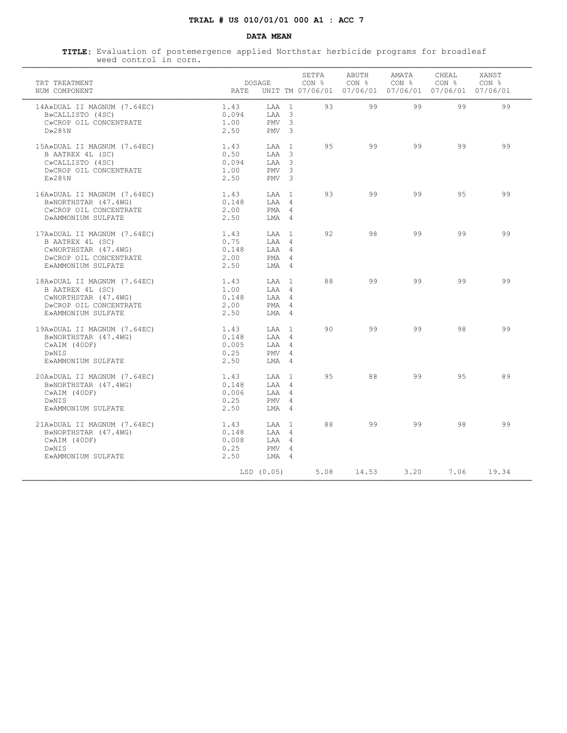**TRIAL # US 010/01/01 000 A1 : ACC 7**

**DATA MEAN**

**TITLE:** Evaluation of postemergence applied Northstar herbicide programs for broadleaf weed control in corn.

| TRT NUM | TREATMENT COMPONENT | DOSAGE RATE | UNIT | TM | SETFA CON % 07/06/01 | ABUTH CON % 07/06/01 | AMATA CON % 07/06/01 | CHEAL CON % 07/06/01 | XANST CON % 07/06/01 |
|---|---|---|---|---|---|---|---|---|---|
| 14 | A»DUAL II MAGNUM (7.64EC) | 1.43 | LAA | 1 | 93 | 99 | 99 | 99 | 99 |
| | B»CALLISTO (4SC) | 0.094 | LAA | 3 | | | | | |
| | C»CROP OIL CONCENTRATE | 1.00 | PMV | 3 | | | | | |
| | D»28%N | 2.50 | PMV | 3 | | | | | |
| 15 | A»DUAL II MAGNUM (7.64EC) | 1.43 | LAA | 1 | 95 | 99 | 99 | 99 | 99 |
| | B AATREX 4L (SC) | 0.50 | LAA | 3 | | | | | |
| | C»CALLISTO (4SC) | 0.094 | LAA | 3 | | | | | |
| | D»CROP OIL CONCENTRATE | 1.00 | PMV | 3 | | | | | |
| | E»28%N | 2.50 | PMV | 3 | | | | | |
| 16 | A»DUAL II MAGNUM (7.64EC) | 1.43 | LAA | 1 | 93 | 99 | 99 | 95 | 99 |
| | B»NORTHSTAR (47.4WG) | 0.148 | LAA | 4 | | | | | |
| | C»CROP OIL CONCENTRATE | 2.00 | PMA | 4 | | | | | |
| | D»AMMONIUM SULFATE | 2.50 | LMA | 4 | | | | | |
| 17 | A»DUAL II MAGNUM (7.64EC) | 1.43 | LAA | 1 | 92 | 98 | 99 | 99 | 99 |
| | B AATREX 4L (SC) | 0.75 | LAA | 4 | | | | | |
| | C»NORTHSTAR (47.4WG) | 0.148 | LAA | 4 | | | | | |
| | D»CROP OIL CONCENTRATE | 2.00 | PMA | 4 | | | | | |
| | E»AMMONIUM SULFATE | 2.50 | LMA | 4 | | | | | |
| 18 | A»DUAL II MAGNUM (7.64EC) | 1.43 | LAA | 1 | 88 | 99 | 99 | 99 | 99 |
| | B AATREX 4L (SC) | 1.00 | LAA | 4 | | | | | |
| | C»NORTHSTAR (47.4WG) | 0.148 | LAA | 4 | | | | | |
| | D»CROP OIL CONCENTRATE | 2.00 | PMA | 4 | | | | | |
| | E»AMMONIUM SULFATE | 2.50 | LMA | 4 | | | | | |
| 19 | A»DUAL II MAGNUM (7.64EC) | 1.43 | LAA | 1 | 90 | 99 | 99 | 98 | 99 |
| | B»NORTHSTAR (47.4WG) | 0.148 | LAA | 4 | | | | | |
| | C»AIM (40DF) | 0.005 | LAA | 4 | | | | | |
| | D»NIS | 0.25 | PMV | 4 | | | | | |
| | E»AMMONIUM SULFATE | 2.50 | LMA | 4 | | | | | |
| 20 | A»DUAL II MAGNUM (7.64EC) | 1.43 | LAA | 1 | 95 | 88 | 99 | 95 | 89 |
| | B»NORTHSTAR (47.4WG) | 0.148 | LAA | 4 | | | | | |
| | C»AIM (40DF) | 0.006 | LAA | 4 | | | | | |
| | D»NIS | 0.25 | PMV | 4 | | | | | |
| | E»AMMONIUM SULFATE | 2.50 | LMA | 4 | | | | | |
| 21 | A»DUAL II MAGNUM (7.64EC) | 1.43 | LAA | 1 | 88 | 99 | 99 | 98 | 99 |
| | B»NORTHSTAR (47.4WG) | 0.148 | LAA | 4 | | | | | |
| | C»AIM (40DF) | 0.008 | LAA | 4 | | | | | |
| | D»NIS | 0.25 | PMV | 4 | | | | | |
| | E»AMMONIUM SULFATE | 2.50 | LMA | 4 | | | | | |
| | | LSD (0.05) | | | 5.08 | 14.53 | 3.20 | 7.06 | 19.34 |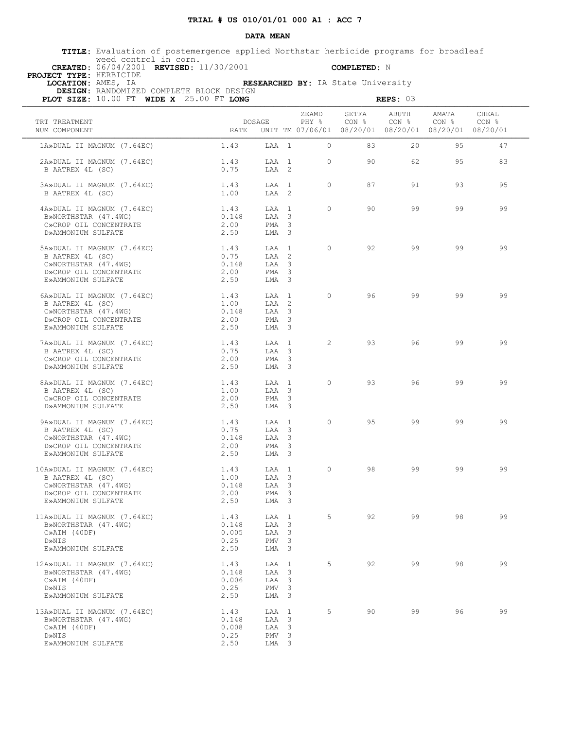**TRIAL # US 010/01/01 000 A1 : ACC 7**

**DATA MEAN**

**TITLE:** Evaluation of postemergence applied Northstar herbicide programs for broadleaf weed control in corn.

**CREATED:** 06/04/2001 **REVISED:** 11/30/2001 **COMPLETED:** N

**PROJECT TYPE:** HERBICIDE

**LOCATION:** AMES, IA **RESEARCHED BY:** IA State University

**DESIGN:** RANDOMIZED COMPLETE BLOCK DESIGN

**PLOT SIZE:** 10.00 FT **WIDE X** 25.00 FT **LONG** **REPS:** 03

| TRT NUM | TREATMENT COMPONENT | DOSAGE RATE | UNIT | TM | ZEAMD PHY % 07/06/01 | SETFA CON % 08/20/01 | ABUTH CON % 08/20/01 | AMATA CON % 08/20/01 | CHEAL CON % 08/20/01 |
|---|---|---|---|---|---|---|---|---|---|
| 1 | A»DUAL II MAGNUM (7.64EC) | 1.43 | LAA | 1 | 0 | 83 | 20 | 95 | 47 |
| 2 | A»DUAL II MAGNUM (7.64EC) | 1.43 | LAA | 1 | 0 | 90 | 62 | 95 | 83 |
| | B AATREX 4L (SC) | 0.75 | LAA | 2 | | | | | |
| 3 | A»DUAL II MAGNUM (7.64EC) | 1.43 | LAA | 1 | 0 | 87 | 91 | 93 | 95 |
| | B AATREX 4L (SC) | 1.00 | LAA | 2 | | | | | |
| 4 | A»DUAL II MAGNUM (7.64EC) | 1.43 | LAA | 1 | 0 | 90 | 99 | 99 | 99 |
| | B»NORTHSTAR (47.4WG) | 0.148 | LAA | 3 | | | | | |
| | C»CROP OIL CONCENTRATE | 2.00 | PMA | 3 | | | | | |
| | D»AMMONIUM SULFATE | 2.50 | LMA | 3 | | | | | |
| 5 | A»DUAL II MAGNUM (7.64EC) | 1.43 | LAA | 1 | 0 | 92 | 99 | 99 | 99 |
| | B AATREX 4L (SC) | 0.75 | LAA | 2 | | | | | |
| | C»NORTHSTAR (47.4WG) | 0.148 | LAA | 3 | | | | | |
| | D»CROP OIL CONCENTRATE | 2.00 | PMA | 3 | | | | | |
| | E»AMMONIUM SULFATE | 2.50 | LMA | 3 | | | | | |
| 6 | A»DUAL II MAGNUM (7.64EC) | 1.43 | LAA | 1 | 0 | 96 | 99 | 99 | 99 |
| | B AATREX 4L (SC) | 1.00 | LAA | 2 | | | | | |
| | C»NORTHSTAR (47.4WG) | 0.148 | LAA | 3 | | | | | |
| | D»CROP OIL CONCENTRATE | 2.00 | PMA | 3 | | | | | |
| | E»AMMONIUM SULFATE | 2.50 | LMA | 3 | | | | | |
| 7 | A»DUAL II MAGNUM (7.64EC) | 1.43 | LAA | 1 | 2 | 93 | 96 | 99 | 99 |
| | B AATREX 4L (SC) | 0.75 | LAA | 3 | | | | | |
| | C»CROP OIL CONCENTRATE | 2.00 | PMA | 3 | | | | | |
| | D»AMMONIUM SULFATE | 2.50 | LMA | 3 | | | | | |
| 8 | A»DUAL II MAGNUM (7.64EC) | 1.43 | LAA | 1 | 0 | 93 | 96 | 99 | 99 |
| | B AATREX 4L (SC) | 1.00 | LAA | 3 | | | | | |
| | C»CROP OIL CONCENTRATE | 2.00 | PMA | 3 | | | | | |
| | D»AMMONIUM SULFATE | 2.50 | LMA | 3 | | | | | |
| 9 | A»DUAL II MAGNUM (7.64EC) | 1.43 | LAA | 1 | 0 | 95 | 99 | 99 | 99 |
| | B AATREX 4L (SC) | 0.75 | LAA | 3 | | | | | |
| | C»NORTHSTAR (47.4WG) | 0.148 | LAA | 3 | | | | | |
| | D»CROP OIL CONCENTRATE | 2.00 | PMA | 3 | | | | | |
| | E»AMMONIUM SULFATE | 2.50 | LMA | 3 | | | | | |
| 10 | A»DUAL II MAGNUM (7.64EC) | 1.43 | LAA | 1 | 0 | 98 | 99 | 99 | 99 |
| | B AATREX 4L (SC) | 1.00 | LAA | 3 | | | | | |
| | C»NORTHSTAR (47.4WG) | 0.148 | LAA | 3 | | | | | |
| | D»CROP OIL CONCENTRATE | 2.00 | PMA | 3 | | | | | |
| | E»AMMONIUM SULFATE | 2.50 | LMA | 3 | | | | | |
| 11 | A»DUAL II MAGNUM (7.64EC) | 1.43 | LAA | 1 | 5 | 92 | 99 | 98 | 99 |
| | B»NORTHSTAR (47.4WG) | 0.148 | LAA | 3 | | | | | |
| | C»AIM (40DF) | 0.005 | LAA | 3 | | | | | |
| | D»NIS | 0.25 | PMV | 3 | | | | | |
| | E»AMMONIUM SULFATE | 2.50 | LMA | 3 | | | | | |
| 12 | A»DUAL II MAGNUM (7.64EC) | 1.43 | LAA | 1 | 5 | 92 | 99 | 98 | 99 |
| | B»NORTHSTAR (47.4WG) | 0.148 | LAA | 3 | | | | | |
| | C»AIM (40DF) | 0.006 | LAA | 3 | | | | | |
| | D»NIS | 0.25 | PMV | 3 | | | | | |
| | E»AMMONIUM SULFATE | 2.50 | LMA | 3 | | | | | |
| 13 | A»DUAL II MAGNUM (7.64EC) | 1.43 | LAA | 1 | 5 | 90 | 99 | 96 | 99 |
| | B»NORTHSTAR (47.4WG) | 0.148 | LAA | 3 | | | | | |
| | C»AIM (40DF) | 0.008 | LAA | 3 | | | | | |
| | D»NIS | 0.25 | PMV | 3 | | | | | |
| | E»AMMONIUM SULFATE | 2.50 | LMA | 3 | | | | | |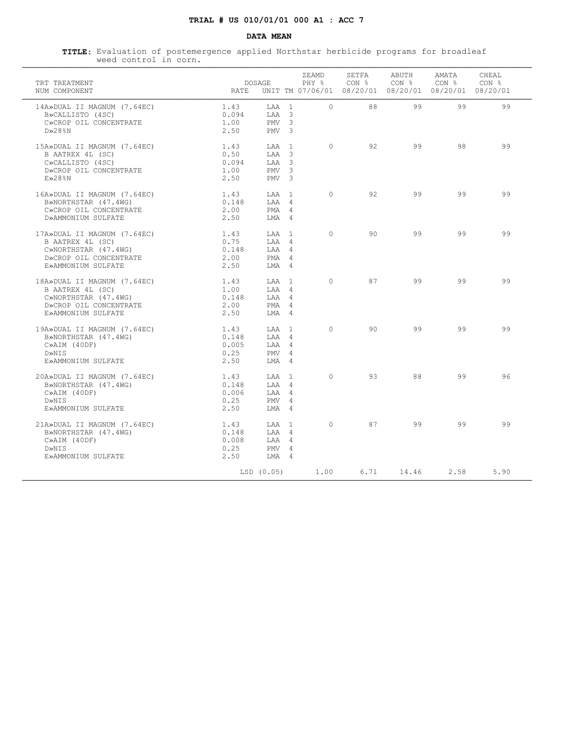**TRIAL # US 010/01/01 000 A1 : ACC 7**

**DATA MEAN**

**TITLE:** Evaluation of postemergence applied Northstar herbicide programs for broadleaf weed control in corn.

| TRT NUM | TREATMENT COMPONENT | DOSAGE RATE | UNIT | TM | ZEAMD PHY % 07/06/01 | SETFA CON % 08/20/01 | ABUTH CON % 08/20/01 | AMATA CON % 08/20/01 | CHEAL CON % 08/20/01 |
|---|---|---|---|---|---|---|---|---|---|
| 14 | A»DUAL II MAGNUM (7.64EC) | 1.43 | LAA | 1 | 0 | 88 | 99 | 99 | 99 |
| | B»CALLISTO (4SC) | 0.094 | LAA | 3 | | | | | |
| | C»CROP OIL CONCENTRATE | 1.00 | PMV | 3 | | | | | |
| | D»28%N | 2.50 | PMV | 3 | | | | | |
| 15 | A»DUAL II MAGNUM (7.64EC) | 1.43 | LAA | 1 | 0 | 92 | 99 | 98 | 99 |
| | B AATREX 4L (SC) | 0.50 | LAA | 3 | | | | | |
| | C»CALLISTO (4SC) | 0.094 | LAA | 3 | | | | | |
| | D»CROP OIL CONCENTRATE | 1.00 | PMV | 3 | | | | | |
| | E»28%N | 2.50 | PMV | 3 | | | | | |
| 16 | A»DUAL II MAGNUM (7.64EC) | 1.43 | LAA | 1 | 0 | 92 | 99 | 99 | 99 |
| | B»NORTHSTAR (47.4WG) | 0.148 | LAA | 4 | | | | | |
| | C»CROP OIL CONCENTRATE | 2.00 | PMA | 4 | | | | | |
| | D»AMMONIUM SULFATE | 2.50 | LMA | 4 | | | | | |
| 17 | A»DUAL II MAGNUM (7.64EC) | 1.43 | LAA | 1 | 0 | 90 | 99 | 99 | 99 |
| | B AATREX 4L (SC) | 0.75 | LAA | 4 | | | | | |
| | C»NORTHSTAR (47.4WG) | 0.148 | LAA | 4 | | | | | |
| | D»CROP OIL CONCENTRATE | 2.00 | PMA | 4 | | | | | |
| | E»AMMONIUM SULFATE | 2.50 | LMA | 4 | | | | | |
| 18 | A»DUAL II MAGNUM (7.64EC) | 1.43 | LAA | 1 | 0 | 87 | 99 | 99 | 99 |
| | B AATREX 4L (SC) | 1.00 | LAA | 4 | | | | | |
| | C»NORTHSTAR (47.4WG) | 0.148 | LAA | 4 | | | | | |
| | D»CROP OIL CONCENTRATE | 2.00 | PMA | 4 | | | | | |
| | E»AMMONIUM SULFATE | 2.50 | LMA | 4 | | | | | |
| 19 | A»DUAL II MAGNUM (7.64EC) | 1.43 | LAA | 1 | 0 | 90 | 99 | 99 | 99 |
| | B»NORTHSTAR (47.4WG) | 0.148 | LAA | 4 | | | | | |
| | C»AIM (40DF) | 0.005 | LAA | 4 | | | | | |
| | D»NIS | 0.25 | PMV | 4 | | | | | |
| | E»AMMONIUM SULFATE | 2.50 | LMA | 4 | | | | | |
| 20 | A»DUAL II MAGNUM (7.64EC) | 1.43 | LAA | 1 | 0 | 93 | 88 | 99 | 96 |
| | B»NORTHSTAR (47.4WG) | 0.148 | LAA | 4 | | | | | |
| | C»AIM (40DF) | 0.006 | LAA | 4 | | | | | |
| | D»NIS | 0.25 | PMV | 4 | | | | | |
| | E»AMMONIUM SULFATE | 2.50 | LMA | 4 | | | | | |
| 21 | A»DUAL II MAGNUM (7.64EC) | 1.43 | LAA | 1 | 0 | 87 | 99 | 99 | 99 |
| | B»NORTHSTAR (47.4WG) | 0.148 | LAA | 4 | | | | | |
| | C»AIM (40DF) | 0.008 | LAA | 4 | | | | | |
| | D»NIS | 0.25 | PMV | 4 | | | | | |
| | E»AMMONIUM SULFATE | 2.50 | LMA | 4 | | | | | |
| | | LSD (0.05) | | | 1.00 | 6.71 | 14.46 | 2.58 | 5.90 |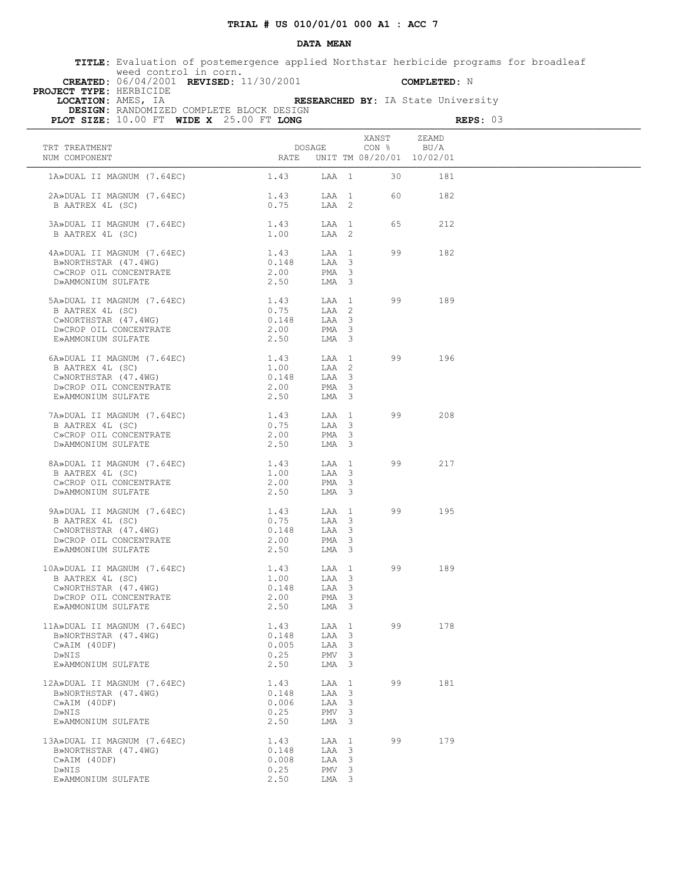**TRIAL # US 010/01/01 000 A1 : ACC 7**

**DATA MEAN**

**TITLE:** Evaluation of postemergence applied Northstar herbicide programs for broadleaf weed control in corn.

**CREATED:** 06/04/2001 **REVISED:** 11/30/2001 **COMPLETED:** N

**PROJECT TYPE:** HERBICIDE

**LOCATION:** AMES, IA **RESEARCHED BY:** IA State University

**DESIGN:** RANDOMIZED COMPLETE BLOCK DESIGN

**PLOT SIZE:** 10.00 FT **WIDE X** 25.00 FT **LONG** **REPS:** 03

| TRT NUM | TREATMENT COMPONENT | DOSAGE RATE | UNIT | TM | XANST CON % 08/20/01 | ZEAMD BU/A 10/02/01 |
|---|---|---|---|---|---|---|
| 1 | A»DUAL II MAGNUM (7.64EC) | 1.43 | LAA | 1 | 30 | 181 |
| 2 | A»DUAL II MAGNUM (7.64EC) | 1.43 | LAA | 1 | 60 | 182 |
| | B AATREX 4L (SC) | 0.75 | LAA | 2 | | |
| 3 | A»DUAL II MAGNUM (7.64EC) | 1.43 | LAA | 1 | 65 | 212 |
| | B AATREX 4L (SC) | 1.00 | LAA | 2 | | |
| 4 | A»DUAL II MAGNUM (7.64EC) | 1.43 | LAA | 1 | 99 | 182 |
| | B»NORTHSTAR (47.4WG) | 0.148 | LAA | 3 | | |
| | C»CROP OIL CONCENTRATE | 2.00 | PMA | 3 | | |
| | D»AMMONIUM SULFATE | 2.50 | LMA | 3 | | |
| 5 | A»DUAL II MAGNUM (7.64EC) | 1.43 | LAA | 1 | 99 | 189 |
| | B AATREX 4L (SC) | 0.75 | LAA | 2 | | |
| | C»NORTHSTAR (47.4WG) | 0.148 | LAA | 3 | | |
| | D»CROP OIL CONCENTRATE | 2.00 | PMA | 3 | | |
| | E»AMMONIUM SULFATE | 2.50 | LMA | 3 | | |
| 6 | A»DUAL II MAGNUM (7.64EC) | 1.43 | LAA | 1 | 99 | 196 |
| | B AATREX 4L (SC) | 1.00 | LAA | 2 | | |
| | C»NORTHSTAR (47.4WG) | 0.148 | LAA | 3 | | |
| | D»CROP OIL CONCENTRATE | 2.00 | PMA | 3 | | |
| | E»AMMONIUM SULFATE | 2.50 | LMA | 3 | | |
| 7 | A»DUAL II MAGNUM (7.64EC) | 1.43 | LAA | 1 | 99 | 208 |
| | B AATREX 4L (SC) | 0.75 | LAA | 3 | | |
| | C»CROP OIL CONCENTRATE | 2.00 | PMA | 3 | | |
| | D»AMMONIUM SULFATE | 2.50 | LMA | 3 | | |
| 8 | A»DUAL II MAGNUM (7.64EC) | 1.43 | LAA | 1 | 99 | 217 |
| | B AATREX 4L (SC) | 1.00 | LAA | 3 | | |
| | C»CROP OIL CONCENTRATE | 2.00 | PMA | 3 | | |
| | D»AMMONIUM SULFATE | 2.50 | LMA | 3 | | |
| 9 | A»DUAL II MAGNUM (7.64EC) | 1.43 | LAA | 1 | 99 | 195 |
| | B AATREX 4L (SC) | 0.75 | LAA | 3 | | |
| | C»NORTHSTAR (47.4WG) | 0.148 | LAA | 3 | | |
| | D»CROP OIL CONCENTRATE | 2.00 | PMA | 3 | | |
| | E»AMMONIUM SULFATE | 2.50 | LMA | 3 | | |
| 10 | A»DUAL II MAGNUM (7.64EC) | 1.43 | LAA | 1 | 99 | 189 |
| | B AATREX 4L (SC) | 1.00 | LAA | 3 | | |
| | C»NORTHSTAR (47.4WG) | 0.148 | LAA | 3 | | |
| | D»CROP OIL CONCENTRATE | 2.00 | PMA | 3 | | |
| | E»AMMONIUM SULFATE | 2.50 | LMA | 3 | | |
| 11 | A»DUAL II MAGNUM (7.64EC) | 1.43 | LAA | 1 | 99 | 178 |
| | B»NORTHSTAR (47.4WG) | 0.148 | LAA | 3 | | |
| | C»AIM (40DF) | 0.005 | LAA | 3 | | |
| | D»NIS | 0.25 | PMV | 3 | | |
| | E»AMMONIUM SULFATE | 2.50 | LMA | 3 | | |
| 12 | A»DUAL II MAGNUM (7.64EC) | 1.43 | LAA | 1 | 99 | 181 |
| | B»NORTHSTAR (47.4WG) | 0.148 | LAA | 3 | | |
| | C»AIM (40DF) | 0.006 | LAA | 3 | | |
| | D»NIS | 0.25 | PMV | 3 | | |
| | E»AMMONIUM SULFATE | 2.50 | LMA | 3 | | |
| 13 | A»DUAL II MAGNUM (7.64EC) | 1.43 | LAA | 1 | 99 | 179 |
| | B»NORTHSTAR (47.4WG) | 0.148 | LAA | 3 | | |
| | C»AIM (40DF) | 0.008 | LAA | 3 | | |
| | D»NIS | 0.25 | PMV | 3 | | |
| | E»AMMONIUM SULFATE | 2.50 | LMA | 3 | | |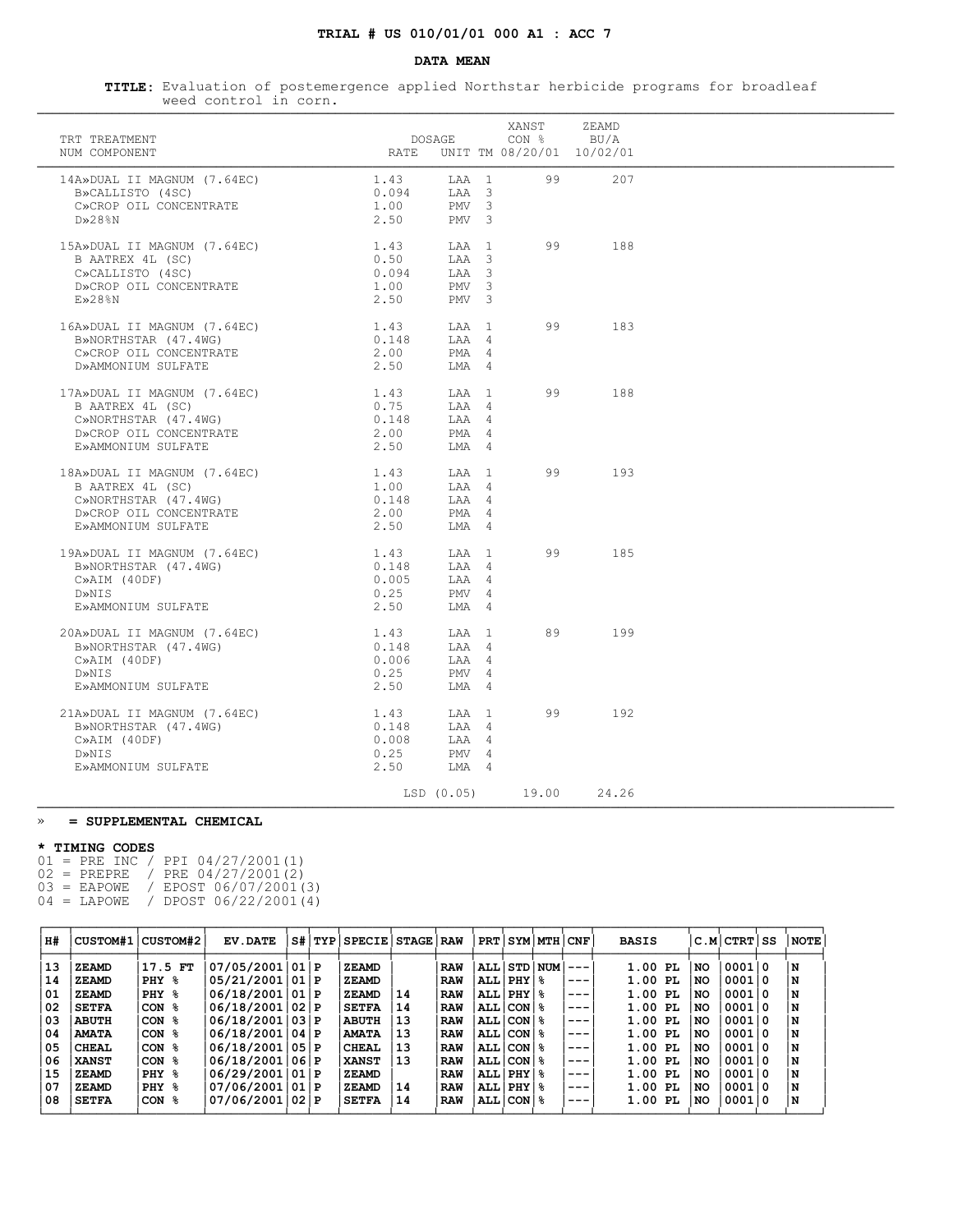# TRIAL # US 010/01/01 000 A1 : ACC 7

## DATA MEAN

**TITLE:** Evaluation of postemergence applied Northstar herbicide programs for broadleaf weed control in corn.

| TRT NUM | TREATMENT COMPONENT | RATE | DOSAGE UNIT | TM | XANST CON % 08/20/01 | ZEAMD BU/A 10/02/01 |
|---|---|---|---|---|---|---|
| 14 | A»DUAL II MAGNUM (7.64EC) | 1.43 | LAA | 1 | 99 | 207 |
| | B»CALLISTO (4SC) | 0.094 | LAA | 3 | | |
| | C»CROP OIL CONCENTRATE | 1.00 | PMV | 3 | | |
| | D»28%N | 2.50 | PMV | 3 | | |
| 15 | A»DUAL II MAGNUM (7.64EC) | 1.43 | LAA | 1 | 99 | 188 |
| | B AATREX 4L (SC) | 0.50 | LAA | 3 | | |
| | C»CALLISTO (4SC) | 0.094 | LAA | 3 | | |
| | D»CROP OIL CONCENTRATE | 1.00 | PMV | 3 | | |
| | E»28%N | 2.50 | PMV | 3 | | |
| 16 | A»DUAL II MAGNUM (7.64EC) | 1.43 | LAA | 1 | 99 | 183 |
| | B»NORTHSTAR (47.4WG) | 0.148 | LAA | 4 | | |
| | C»CROP OIL CONCENTRATE | 2.00 | PMA | 4 | | |
| | D»AMMONIUM SULFATE | 2.50 | LMA | 4 | | |
| 17 | A»DUAL II MAGNUM (7.64EC) | 1.43 | LAA | 1 | 99 | 188 |
| | B AATREX 4L (SC) | 0.75 | LAA | 4 | | |
| | C»NORTHSTAR (47.4WG) | 0.148 | LAA | 4 | | |
| | D»CROP OIL CONCENTRATE | 2.00 | PMA | 4 | | |
| | E»AMMONIUM SULFATE | 2.50 | LMA | 4 | | |
| 18 | A»DUAL II MAGNUM (7.64EC) | 1.43 | LAA | 1 | 99 | 193 |
| | B AATREX 4L (SC) | 1.00 | LAA | 4 | | |
| | C»NORTHSTAR (47.4WG) | 0.148 | LAA | 4 | | |
| | D»CROP OIL CONCENTRATE | 2.00 | PMA | 4 | | |
| | E»AMMONIUM SULFATE | 2.50 | LMA | 4 | | |
| 19 | A»DUAL II MAGNUM (7.64EC) | 1.43 | LAA | 1 | 99 | 185 |
| | B»NORTHSTAR (47.4WG) | 0.148 | LAA | 4 | | |
| | C»AIM (40DF) | 0.005 | LAA | 4 | | |
| | D»NIS | 0.25 | PMV | 4 | | |
| | E»AMMONIUM SULFATE | 2.50 | LMA | 4 | | |
| 20 | A»DUAL II MAGNUM (7.64EC) | 1.43 | LAA | 1 | 89 | 199 |
| | B»NORTHSTAR (47.4WG) | 0.148 | LAA | 4 | | |
| | C»AIM (40DF) | 0.006 | LAA | 4 | | |
| | D»NIS | 0.25 | PMV | 4 | | |
| | E»AMMONIUM SULFATE | 2.50 | LMA | 4 | | |
| 21 | A»DUAL II MAGNUM (7.64EC) | 1.43 | LAA | 1 | 99 | 192 |
| | B»NORTHSTAR (47.4WG) | 0.148 | LAA | 4 | | |
| | C»AIM (40DF) | 0.008 | LAA | 4 | | |
| | D»NIS | 0.25 | PMV | 4 | | |
| | E»AMMONIUM SULFATE | 2.50 | LMA | 4 | | |
| | | LSD (0.05) | | | 19.00 | 24.26 |

» **= SUPPLEMENTAL CHEMICAL**

**\* TIMING CODES**

01 = PRE INC / PPI 04/27/2001(1)
02 = PREPRE / PRE 04/27/2001(2)
03 = EAPOWE / EPOST 06/07/2001(3)
04 = LAPOWE / DPOST 06/22/2001(4)

| H# | CUSTOM#1 | CUSTOM#2 | EV.DATE | S# | TYP | SPECIE | STAGE | RAW | PRT | SYM | MTH | CNF | BASIS | C.M | CTRT | SS | NOTE |
|---|---|---|---|---|---|---|---|---|---|---|---|---|---|---|---|---|---|
| 13 | ZEAMD | 17.5 FT | 07/05/2001 | 01 | P | ZEAMD | | RAW | ALL | STD | NUM | --- | 1.00 PL | NO | 0001 | 0 | N |
| 14 | ZEAMD | PHY % | 05/21/2001 | 01 | P | ZEAMD | | RAW | ALL | PHY | % | --- | 1.00 PL | NO | 0001 | 0 | N |
| 01 | ZEAMD | PHY % | 06/18/2001 | 01 | P | ZEAMD | 14 | RAW | ALL | PHY | % | --- | 1.00 PL | NO | 0001 | 0 | N |
| 02 | SETFA | CON % | 06/18/2001 | 02 | P | SETFA | 14 | RAW | ALL | CON | % | --- | 1.00 PL | NO | 0001 | 0 | N |
| 03 | ABUTH | CON % | 06/18/2001 | 03 | P | ABUTH | 13 | RAW | ALL | CON | % | --- | 1.00 PL | NO | 0001 | 0 | N |
| 04 | AMATA | CON % | 06/18/2001 | 04 | P | AMATA | 13 | RAW | ALL | CON | % | --- | 1.00 PL | NO | 0001 | 0 | N |
| 05 | CHEAL | CON % | 06/18/2001 | 05 | P | CHEAL | 13 | RAW | ALL | CON | % | --- | 1.00 PL | NO | 0001 | 0 | N |
| 06 | XANST | CON % | 06/18/2001 | 06 | P | XANST | 13 | RAW | ALL | CON | % | --- | 1.00 PL | NO | 0001 | 0 | N |
| 15 | ZEAMD | PHY % | 06/29/2001 | 01 | P | ZEAMD | | RAW | ALL | PHY | % | --- | 1.00 PL | NO | 0001 | 0 | N |
| 07 | ZEAMD | PHY % | 07/06/2001 | 01 | P | ZEAMD | 14 | RAW | ALL | PHY | % | --- | 1.00 PL | NO | 0001 | 0 | N |
| 08 | SETFA | CON % | 07/06/2001 | 02 | P | SETFA | 14 | RAW | ALL | CON | % | --- | 1.00 PL | NO | 0001 | 0 | N |